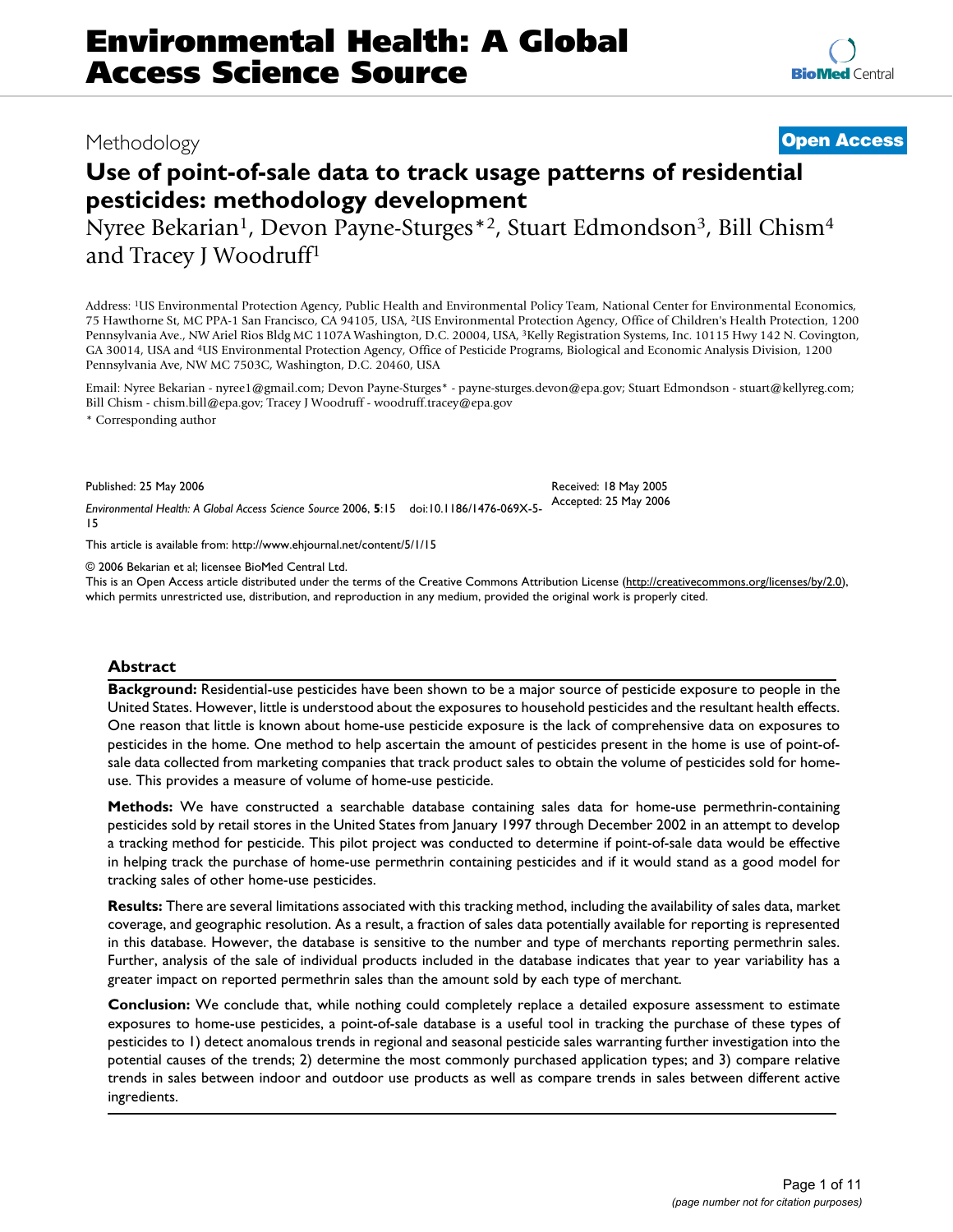Methodology

**Open Access**

# Use of point-of-sale data to track usage patterns of residential pesticides: methodology development

Nyree Bekarian[1], Devon Payne-Sturges*[2], Stuart Edmondson[3], Bill Chism[4] and Tracey J Woodruff[1]

Address: [1]US Environmental Protection Agency, Public Health and Environmental Policy Team, National Center for Environmental Economics, 75 Hawthorne St, MC PPA-1 San Francisco, CA 94105, USA, [2]US Environmental Protection Agency, Office of Children's Health Protection, 1200 Pennsylvania Ave., NW Ariel Rios Bldg MC 1107A Washington, D.C. 20004, USA, [3]Kelly Registration Systems, Inc. 10115 Hwy 142 N. Covington, GA 30014, USA and [4]US Environmental Protection Agency, Office of Pesticide Programs, Biological and Economic Analysis Division, 1200 Pennsylvania Ave, NW MC 7503C, Washington, D.C. 20460, USA

Email: Nyree Bekarian - nyree1@gmail.com; Devon Payne-Sturges* - payne-sturges.devon@epa.gov; Stuart Edmondson - stuart@kellyreg.com; Bill Chism - chism.bill@epa.gov; Tracey J Woodruff - woodruff.tracey@epa.gov

\* Corresponding author

Published: 25 May 2006

*Environmental Health: A Global Access Science Source* 2006, **5**:15 doi:10.1186/1476-069X-5-15

Received: 18 May 2005
Accepted: 25 May 2006

This article is available from: http://www.ehjournal.net/content/5/1/15

© 2006 Bekarian et al; licensee BioMed Central Ltd.
This is an Open Access article distributed under the terms of the Creative Commons Attribution License (http://creativecommons.org/licenses/by/2.0), which permits unrestricted use, distribution, and reproduction in any medium, provided the original work is properly cited.

## Abstract

**Background:** Residential-use pesticides have been shown to be a major source of pesticide exposure to people in the United States. However, little is understood about the exposures to household pesticides and the resultant health effects. One reason that little is known about home-use pesticide exposure is the lack of comprehensive data on exposures to pesticides in the home. One method to help ascertain the amount of pesticides present in the home is use of point-of-sale data collected from marketing companies that track product sales to obtain the volume of pesticides sold for home-use. This provides a measure of volume of home-use pesticide.

**Methods:** We have constructed a searchable database containing sales data for home-use permethrin-containing pesticides sold by retail stores in the United States from January 1997 through December 2002 in an attempt to develop a tracking method for pesticide. This pilot project was conducted to determine if point-of-sale data would be effective in helping track the purchase of home-use permethrin containing pesticides and if it would stand as a good model for tracking sales of other home-use pesticides.

**Results:** There are several limitations associated with this tracking method, including the availability of sales data, market coverage, and geographic resolution. As a result, a fraction of sales data potentially available for reporting is represented in this database. However, the database is sensitive to the number and type of merchants reporting permethrin sales. Further, analysis of the sale of individual products included in the database indicates that year to year variability has a greater impact on reported permethrin sales than the amount sold by each type of merchant.

**Conclusion:** We conclude that, while nothing could completely replace a detailed exposure assessment to estimate exposures to home-use pesticides, a point-of-sale database is a useful tool in tracking the purchase of these types of pesticides to 1) detect anomalous trends in regional and seasonal pesticide sales warranting further investigation into the potential causes of the trends; 2) determine the most commonly purchased application types; and 3) compare relative trends in sales between indoor and outdoor use products as well as compare trends in sales between different active ingredients.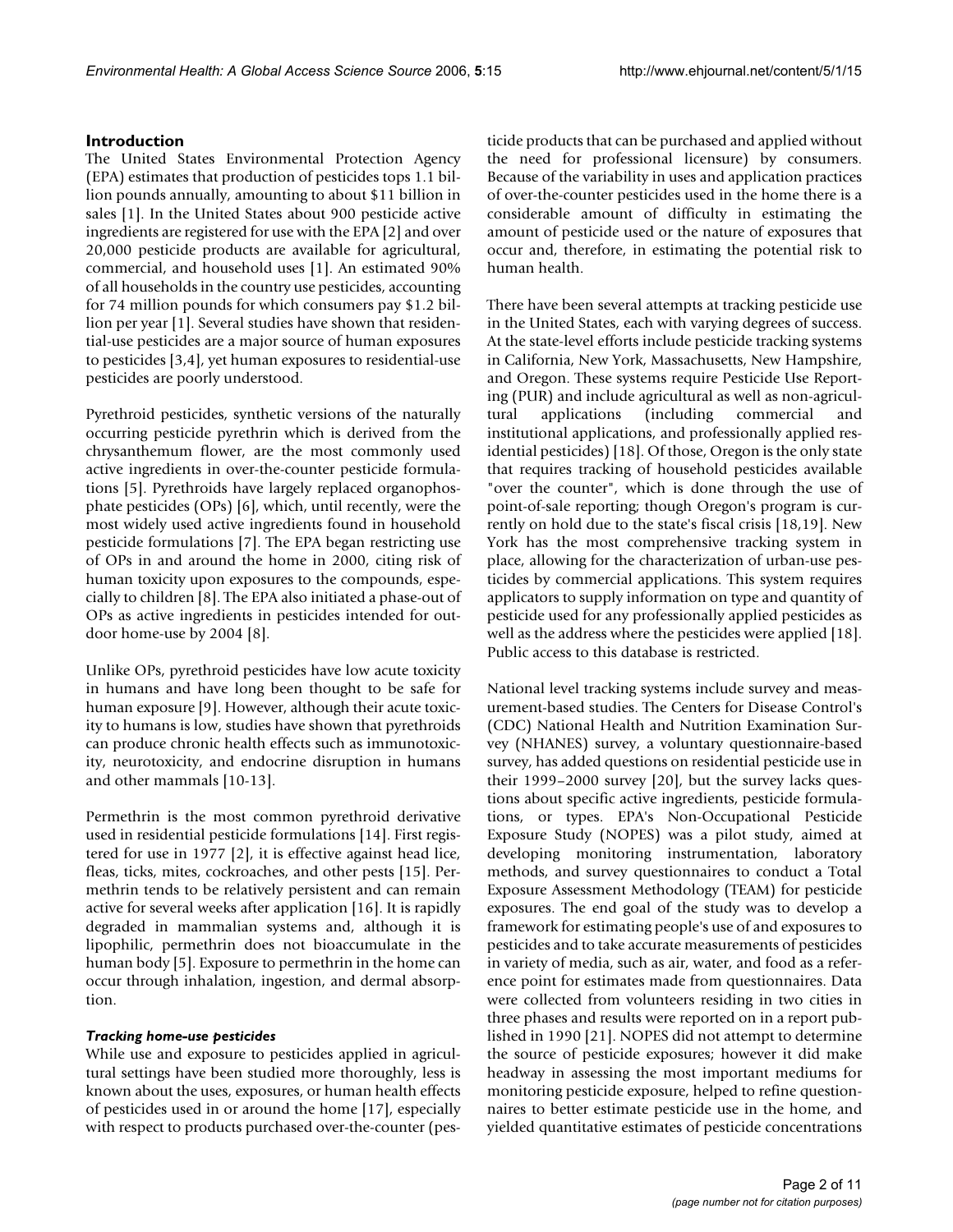## Introduction

The United States Environmental Protection Agency (EPA) estimates that production of pesticides tops 1.1 billion pounds annually, amounting to about $11 billion in sales [1]. In the United States about 900 pesticide active ingredients are registered for use with the EPA [2] and over 20,000 pesticide products are available for agricultural, commercial, and household uses [1]. An estimated 90% of all households in the country use pesticides, accounting for 74 million pounds for which consumers pay $1.2 billion per year [1]. Several studies have shown that residential-use pesticides are a major source of human exposures to pesticides [3,4], yet human exposures to residential-use pesticides are poorly understood.

Pyrethroid pesticides, synthetic versions of the naturally occurring pesticide pyrethrin which is derived from the chrysanthemum flower, are the most commonly used active ingredients in over-the-counter pesticide formulations [5]. Pyrethroids have largely replaced organophosphate pesticides (OPs) [6], which, until recently, were the most widely used active ingredients found in household pesticide formulations [7]. The EPA began restricting use of OPs in and around the home in 2000, citing risk of human toxicity upon exposures to the compounds, especially to children [8]. The EPA also initiated a phase-out of OPs as active ingredients in pesticides intended for outdoor home-use by 2004 [8].

Unlike OPs, pyrethroid pesticides have low acute toxicity in humans and have long been thought to be safe for human exposure [9]. However, although their acute toxicity to humans is low, studies have shown that pyrethroids can produce chronic health effects such as immunotoxicity, neurotoxicity, and endocrine disruption in humans and other mammals [10-13].

Permethrin is the most common pyrethroid derivative used in residential pesticide formulations [14]. First registered for use in 1977 [2], it is effective against head lice, fleas, ticks, mites, cockroaches, and other pests [15]. Permethrin tends to be relatively persistent and can remain active for several weeks after application [16]. It is rapidly degraded in mammalian systems and, although it is lipophilic, permethrin does not bioaccumulate in the human body [5]. Exposure to permethrin in the home can occur through inhalation, ingestion, and dermal absorption.

### *Tracking home-use pesticides*

While use and exposure to pesticides applied in agricultural settings have been studied more thoroughly, less is known about the uses, exposures, or human health effects of pesticides used in or around the home [17], especially with respect to products purchased over-the-counter (pesticide products that can be purchased and applied without the need for professional licensure) by consumers. Because of the variability in uses and application practices of over-the-counter pesticides used in the home there is a considerable amount of difficulty in estimating the amount of pesticide used or the nature of exposures that occur and, therefore, in estimating the potential risk to human health.

There have been several attempts at tracking pesticide use in the United States, each with varying degrees of success. At the state-level efforts include pesticide tracking systems in California, New York, Massachusetts, New Hampshire, and Oregon. These systems require Pesticide Use Reporting (PUR) and include agricultural as well as non-agricultural applications (including commercial and institutional applications, and professionally applied residential pesticides) [18]. Of those, Oregon is the only state that requires tracking of household pesticides available "over the counter", which is done through the use of point-of-sale reporting; though Oregon's program is currently on hold due to the state's fiscal crisis [18,19]. New York has the most comprehensive tracking system in place, allowing for the characterization of urban-use pesticides by commercial applications. This system requires applicators to supply information on type and quantity of pesticide used for any professionally applied pesticides as well as the address where the pesticides were applied [18]. Public access to this database is restricted.

National level tracking systems include survey and measurement-based studies. The Centers for Disease Control's (CDC) National Health and Nutrition Examination Survey (NHANES) survey, a voluntary questionnaire-based survey, has added questions on residential pesticide use in their 1999–2000 survey [20], but the survey lacks questions about specific active ingredients, pesticide formulations, or types. EPA's Non-Occupational Pesticide Exposure Study (NOPES) was a pilot study, aimed at developing monitoring instrumentation, laboratory methods, and survey questionnaires to conduct a Total Exposure Assessment Methodology (TEAM) for pesticide exposures. The end goal of the study was to develop a framework for estimating people's use of and exposures to pesticides and to take accurate measurements of pesticides in variety of media, such as air, water, and food as a reference point for estimates made from questionnaires. Data were collected from volunteers residing in two cities in three phases and results were reported on in a report published in 1990 [21]. NOPES did not attempt to determine the source of pesticide exposures; however it did make headway in assessing the most important mediums for monitoring pesticide exposure, helped to refine questionnaires to better estimate pesticide use in the home, and yielded quantitative estimates of pesticide concentrations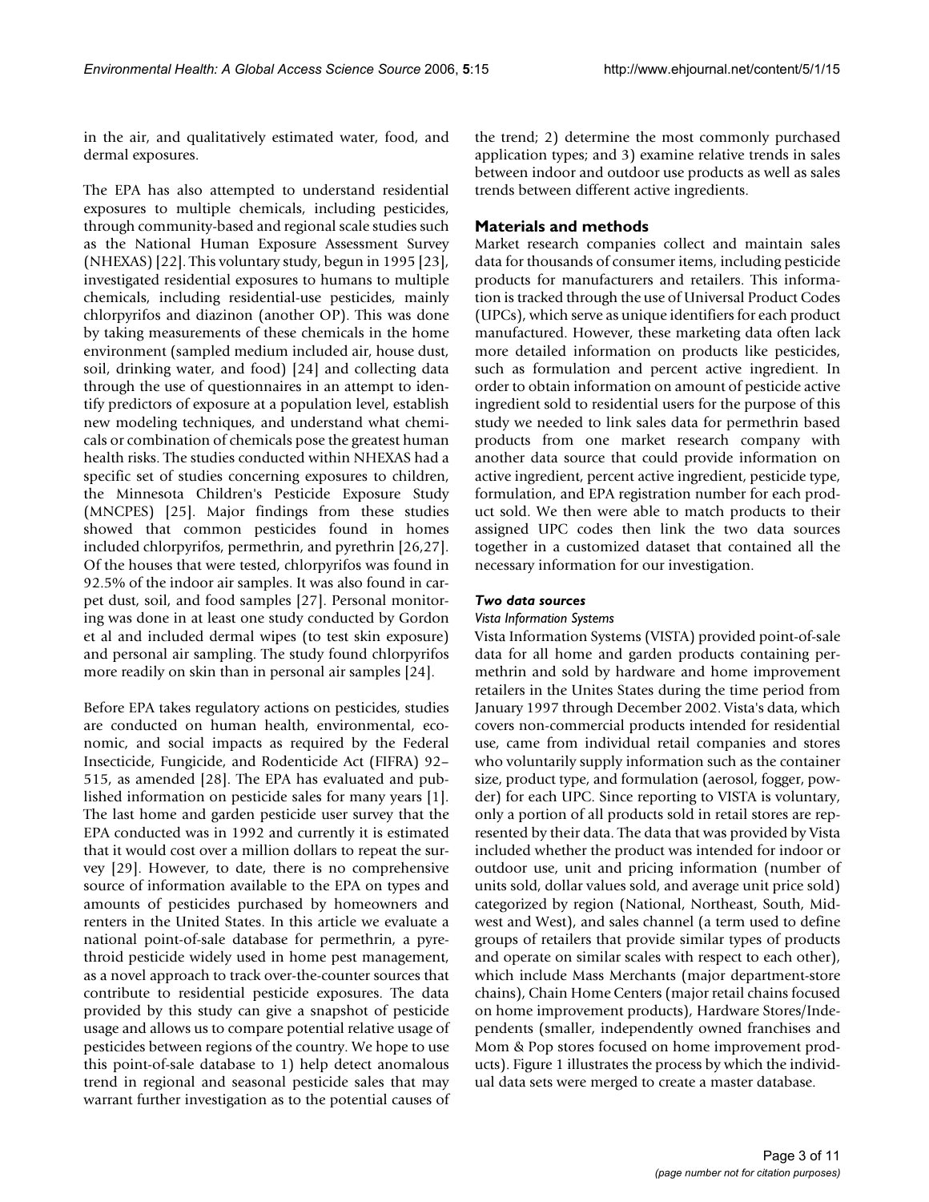in the air, and qualitatively estimated water, food, and dermal exposures.

The EPA has also attempted to understand residential exposures to multiple chemicals, including pesticides, through community-based and regional scale studies such as the National Human Exposure Assessment Survey (NHEXAS) [22]. This voluntary study, begun in 1995 [23], investigated residential exposures to humans to multiple chemicals, including residential-use pesticides, mainly chlorpyrifos and diazinon (another OP). This was done by taking measurements of these chemicals in the home environment (sampled medium included air, house dust, soil, drinking water, and food) [24] and collecting data through the use of questionnaires in an attempt to identify predictors of exposure at a population level, establish new modeling techniques, and understand what chemicals or combination of chemicals pose the greatest human health risks. The studies conducted within NHEXAS had a specific set of studies concerning exposures to children, the Minnesota Children's Pesticide Exposure Study (MNCPES) [25]. Major findings from these studies showed that common pesticides found in homes included chlorpyrifos, permethrin, and pyrethrin [26,27]. Of the houses that were tested, chlorpyrifos was found in 92.5% of the indoor air samples. It was also found in carpet dust, soil, and food samples [27]. Personal monitoring was done in at least one study conducted by Gordon et al and included dermal wipes (to test skin exposure) and personal air sampling. The study found chlorpyrifos more readily on skin than in personal air samples [24].

Before EPA takes regulatory actions on pesticides, studies are conducted on human health, environmental, economic, and social impacts as required by the Federal Insecticide, Fungicide, and Rodenticide Act (FIFRA) 92–515, as amended [28]. The EPA has evaluated and published information on pesticide sales for many years [1]. The last home and garden pesticide user survey that the EPA conducted was in 1992 and currently it is estimated that it would cost over a million dollars to repeat the survey [29]. However, to date, there is no comprehensive source of information available to the EPA on types and amounts of pesticides purchased by homeowners and renters in the United States. In this article we evaluate a national point-of-sale database for permethrin, a pyrethroid pesticide widely used in home pest management, as a novel approach to track over-the-counter sources that contribute to residential pesticide exposures. The data provided by this study can give a snapshot of pesticide usage and allows us to compare potential relative usage of pesticides between regions of the country. We hope to use this point-of-sale database to 1) help detect anomalous trend in regional and seasonal pesticide sales that may warrant further investigation as to the potential causes of the trend; 2) determine the most commonly purchased application types; and 3) examine relative trends in sales between indoor and outdoor use products as well as sales trends between different active ingredients.

## Materials and methods

Market research companies collect and maintain sales data for thousands of consumer items, including pesticide products for manufacturers and retailers. This information is tracked through the use of Universal Product Codes (UPCs), which serve as unique identifiers for each product manufactured. However, these marketing data often lack more detailed information on products like pesticides, such as formulation and percent active ingredient. In order to obtain information on amount of pesticide active ingredient sold to residential users for the purpose of this study we needed to link sales data for permethrin based products from one market research company with another data source that could provide information on active ingredient, percent active ingredient, pesticide type, formulation, and EPA registration number for each product sold. We then were able to match products to their assigned UPC codes then link the two data sources together in a customized dataset that contained all the necessary information for our investigation.

### *Two data sources*

#### *Vista Information Systems*

Vista Information Systems (VISTA) provided point-of-sale data for all home and garden products containing permethrin and sold by hardware and home improvement retailers in the Unites States during the time period from January 1997 through December 2002. Vista's data, which covers non-commercial products intended for residential use, came from individual retail companies and stores who voluntarily supply information such as the container size, product type, and formulation (aerosol, fogger, powder) for each UPC. Since reporting to VISTA is voluntary, only a portion of all products sold in retail stores are represented by their data. The data that was provided by Vista included whether the product was intended for indoor or outdoor use, unit and pricing information (number of units sold, dollar values sold, and average unit price sold) categorized by region (National, Northeast, South, Midwest and West), and sales channel (a term used to define groups of retailers that provide similar types of products and operate on similar scales with respect to each other), which include Mass Merchants (major department-store chains), Chain Home Centers (major retail chains focused on home improvement products), Hardware Stores/Independents (smaller, independently owned franchises and Mom & Pop stores focused on home improvement products). Figure 1 illustrates the process by which the individual data sets were merged to create a master database.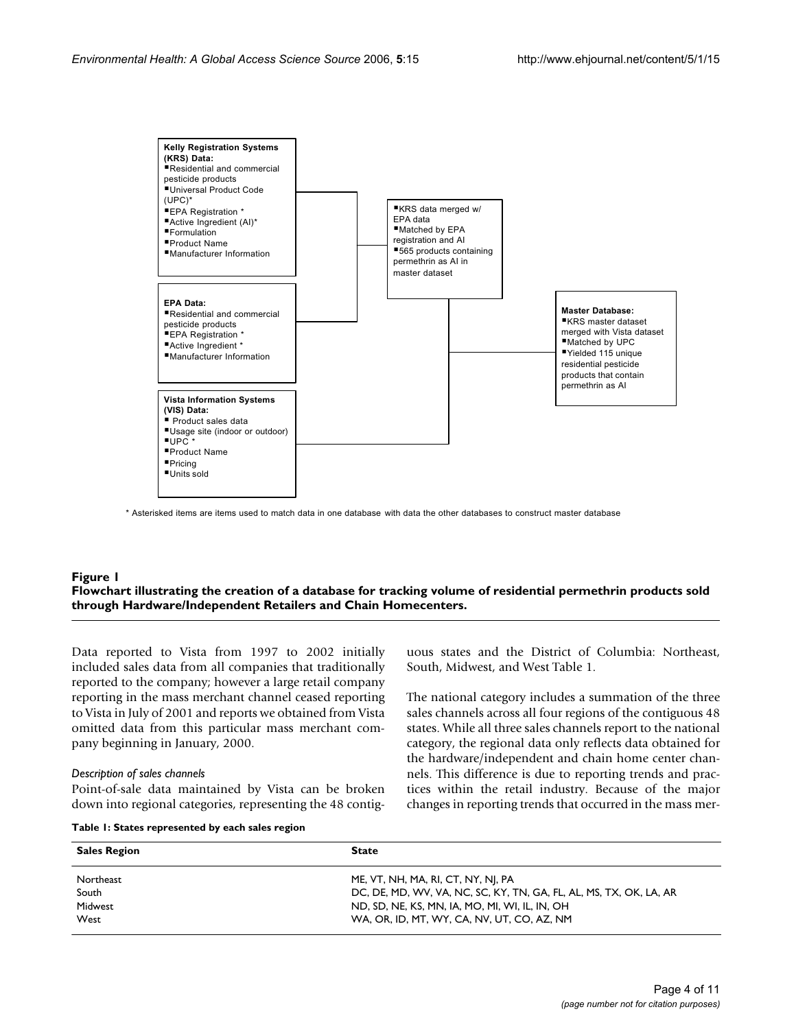**Kelly Registration Systems (KRS) Data:**
- Residential and commercial pesticide products
- Universal Product Code (UPC)*
- EPA Registration *
- Active Ingredient (AI)*
- Formulation
- Product Name
- Manufacturer Information

**EPA Data:**
- Residential and commercial pesticide products
- EPA Registration *
- Active Ingredient *
- Manufacturer Information

**Vista Information Systems (VIS) Data:**
- Product sales data
- Usage site (indoor or outdoor)
- UPC *
- Product Name
- Pricing
- Units sold

- KRS data merged w/ EPA data
- Matched by EPA registration and AI
- 565 products containing permethrin as AI in master dataset

**Master Database:**
- KRS master dataset merged with Vista dataset
- Matched by UPC
- Yielded 115 unique residential pesticide products that contain permethrin as AI

\* Asterisked items are items used to match data in one database with data the other databases to construct master database

**Figure 1**
**Flowchart illustrating the creation of a database for tracking volume of residential permethrin products sold through Hardware/Independent Retailers and Chain Homecenters.**

Data reported to Vista from 1997 to 2002 initially included sales data from all companies that traditionally reported to the company; however a large retail company reporting in the mass merchant channel ceased reporting to Vista in July of 2001 and reports we obtained from Vista omitted data from this particular mass merchant company beginning in January, 2000.

### *Description of sales channels*

Point-of-sale data maintained by Vista can be broken down into regional categories, representing the 48 contiguous states and the District of Columbia: Northeast, South, Midwest, and West Table 1.

The national category includes a summation of the three sales channels across all four regions of the contiguous 48 states. While all three sales channels report to the national category, the regional data only reflects data obtained for the hardware/independent and chain home center channels. This difference is due to reporting trends and practices within the retail industry. Because of the major changes in reporting trends that occurred in the mass mer-

**Table 1: States represented by each sales region**

| Sales Region | State |
| --- | --- |
| Northeast | ME, VT, NH, MA, RI, CT, NY, NJ, PA |
| South | DC, DE, MD, WV, VA, NC, SC, KY, TN, GA, FL, AL, MS, TX, OK, LA, AR |
| Midwest | ND, SD, NE, KS, MN, IA, MO, MI, WI, IL, IN, OH |
| West | WA, OR, ID, MT, WY, CA, NV, UT, CO, AZ, NM |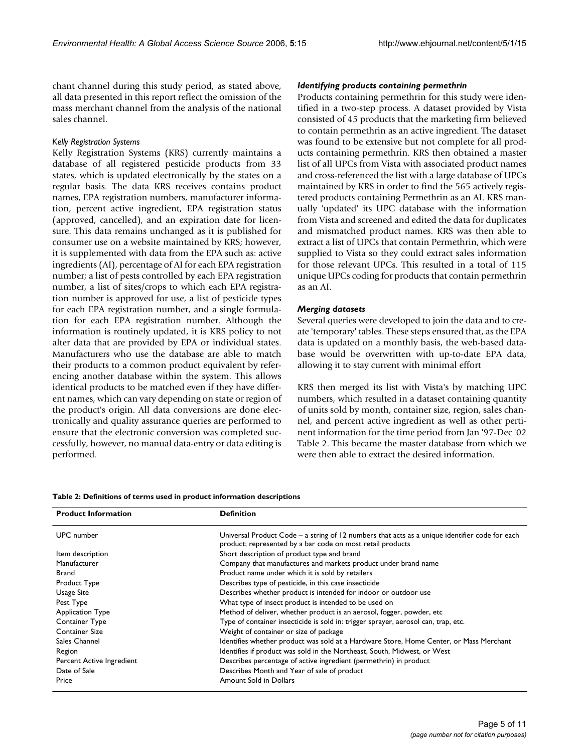chant channel during this study period, as stated above, all data presented in this report reflect the omission of the mass merchant channel from the analysis of the national sales channel.

*Kelly Registration Systems*

Kelly Registration Systems (KRS) currently maintains a database of all registered pesticide products from 33 states, which is updated electronically by the states on a regular basis. The data KRS receives contains product names, EPA registration numbers, manufacturer information, percent active ingredient, EPA registration status (approved, cancelled), and an expiration date for licensure. This data remains unchanged as it is published for consumer use on a website maintained by KRS; however, it is supplemented with data from the EPA such as: active ingredients (AI), percentage of AI for each EPA registration number; a list of pests controlled by each EPA registration number, a list of sites/crops to which each EPA registration number is approved for use, a list of pesticide types for each EPA registration number, and a single formulation for each EPA registration number. Although the information is routinely updated, it is KRS policy to not alter data that are provided by EPA or individual states. Manufacturers who use the database are able to match their products to a common product equivalent by referencing another database within the system. This allows identical products to be matched even if they have different names, which can vary depending on state or region of the product's origin. All data conversions are done electronically and quality assurance queries are performed to ensure that the electronic conversion was completed successfully, however, no manual data-entry or data editing is performed.

### *Identifying products containing permethrin*

Products containing permethrin for this study were identified in a two-step process. A dataset provided by Vista consisted of 45 products that the marketing firm believed to contain permethrin as an active ingredient. The dataset was found to be extensive but not complete for all products containing permethrin. KRS then obtained a master list of all UPCs from Vista with associated product names and cross-referenced the list with a large database of UPCs maintained by KRS in order to find the 565 actively registered products containing Permethrin as an AI. KRS manually 'updated' its UPC database with the information from Vista and screened and edited the data for duplicates and mismatched product names. KRS was then able to extract a list of UPCs that contain Permethrin, which were supplied to Vista so they could extract sales information for those relevant UPCs. This resulted in a total of 115 unique UPCs coding for products that contain permethrin as an AI.

### *Merging datasets*

Several queries were developed to join the data and to create 'temporary' tables. These steps ensured that, as the EPA data is updated on a monthly basis, the web-based database would be overwritten with up-to-date EPA data, allowing it to stay current with minimal effort

KRS then merged its list with Vista's by matching UPC numbers, which resulted in a dataset containing quantity of units sold by month, container size, region, sales channel, and percent active ingredient as well as other pertinent information for the time period from Jan '97-Dec '02 Table 2. This became the master database from which we were then able to extract the desired information.

**Table 2: Definitions of terms used in product information descriptions**

| Product Information | Definition |
|---|---|
| UPC number | Universal Product Code – a string of 12 numbers that acts as a unique identifier code for each product; represented by a bar code on most retail products |
| Item description | Short description of product type and brand |
| Manufacturer | Company that manufactures and markets product under brand name |
| Brand | Product name under which it is sold by retailers |
| Product Type | Describes type of pesticide, in this case insecticide |
| Usage Site | Describes whether product is intended for indoor or outdoor use |
| Pest Type | What type of insect product is intended to be used on |
| Application Type | Method of deliver, whether product is an aerosol, fogger, powder, etc |
| Container Type | Type of container insecticide is sold in: trigger sprayer, aerosol can, trap, etc. |
| Container Size | Weight of container or size of package |
| Sales Channel | Identifies whether product was sold at a Hardware Store, Home Center, or Mass Merchant |
| Region | Identifies if product was sold in the Northeast, South, Midwest, or West |
| Percent Active Ingredient | Describes percentage of active ingredient (permethrin) in product |
| Date of Sale | Describes Month and Year of sale of product |
| Price | Amount Sold in Dollars |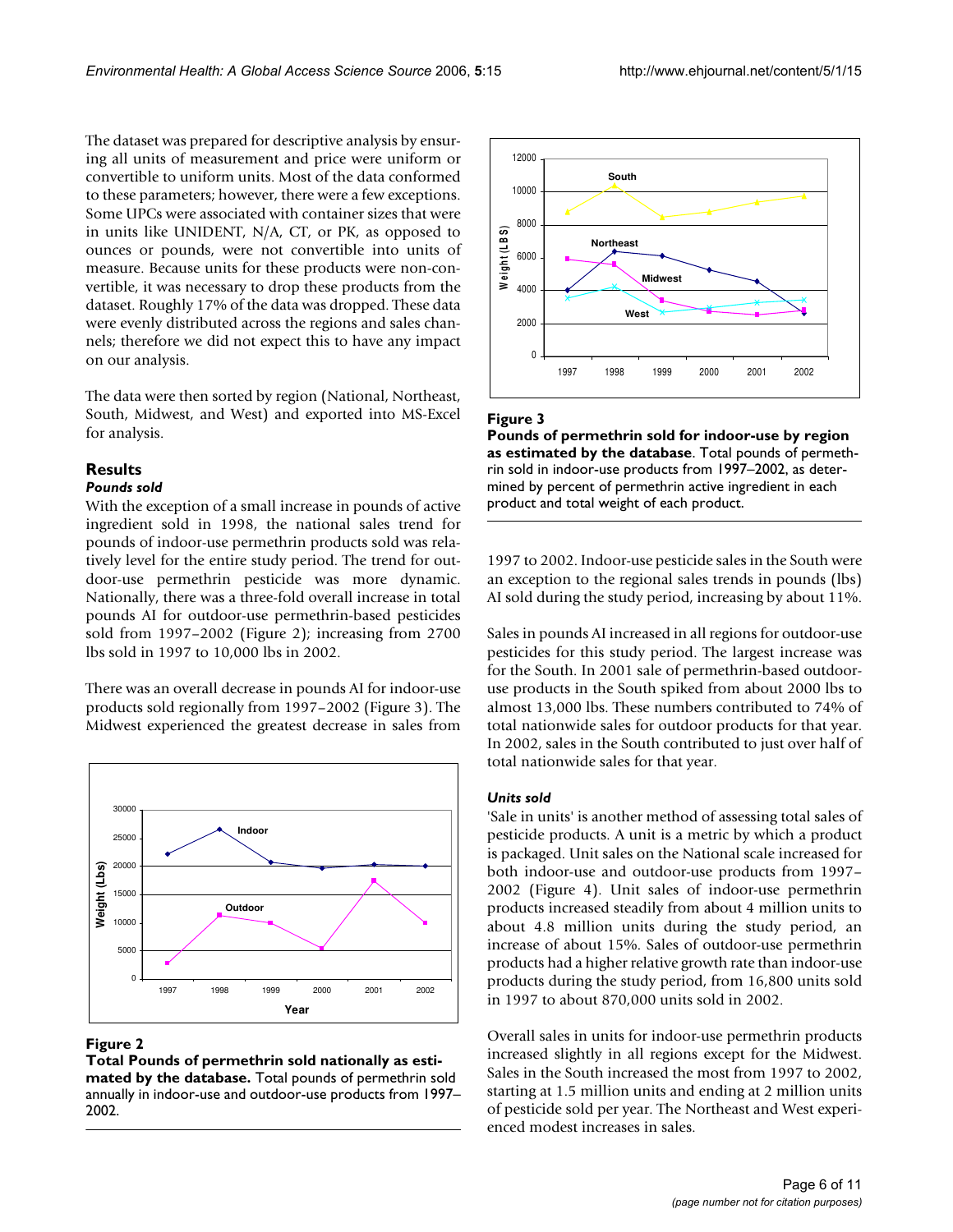The dataset was prepared for descriptive analysis by ensuring all units of measurement and price were uniform or convertible to uniform units. Most of the data conformed to these parameters; however, there were a few exceptions. Some UPCs were associated with container sizes that were in units like UNIDENT, N/A, CT, or PK, as opposed to ounces or pounds, were not convertible into units of measure. Because units for these products were non-convertible, it was necessary to drop these products from the dataset. Roughly 17% of the data was dropped. These data were evenly distributed across the regions and sales channels; therefore we did not expect this to have any impact on our analysis.

The data were then sorted by region (National, Northeast, South, Midwest, and West) and exported into MS-Excel for analysis.

## Results

### *Pounds sold*

With the exception of a small increase in pounds of active ingredient sold in 1998, the national sales trend for pounds of indoor-use permethrin products sold was relatively level for the entire study period. The trend for outdoor-use permethrin pesticide was more dynamic. Nationally, there was a three-fold overall increase in total pounds AI for outdoor-use permethrin-based pesticides sold from 1997–2002 (Figure 2); increasing from 2700 lbs sold in 1997 to 10,000 lbs in 2002.

There was an overall decrease in pounds AI for indoor-use products sold regionally from 1997–2002 (Figure 3). The Midwest experienced the greatest decrease in sales from 1997 to 2002. Indoor-use pesticide sales in the South were an exception to the regional sales trends in pounds (lbs) AI sold during the study period, increasing by about 11%.

**Figure 2**
**Total Pounds of permethrin sold nationally as estimated by the database.** Total pounds of permethrin sold annually in indoor-use and outdoor-use products from 1997–2002.

**Figure 3**
**Pounds of permethrin sold for indoor-use by region as estimated by the database.** Total pounds of permethrin sold in indoor-use products from 1997–2002, as determined by percent of permethrin active ingredient in each product and total weight of each product.

Sales in pounds AI increased in all regions for outdoor-use pesticides for this study period. The largest increase was for the South. In 2001 sale of permethrin-based outdoor-use products in the South spiked from about 2000 lbs to almost 13,000 lbs. These numbers contributed to 74% of total nationwide sales for outdoor products for that year. In 2002, sales in the South contributed to just over half of total nationwide sales for that year.

### *Units sold*

'Sale in units' is another method of assessing total sales of pesticide products. A unit is a metric by which a product is packaged. Unit sales on the National scale increased for both indoor-use and outdoor-use products from 1997–2002 (Figure 4). Unit sales of indoor-use permethrin products increased steadily from about 4 million units to about 4.8 million units during the study period, an increase of about 15%. Sales of outdoor-use permethrin products had a higher relative growth rate than indoor-use products during the study period, from 16,800 units sold in 1997 to about 870,000 units sold in 2002.

Overall sales in units for indoor-use permethrin products increased slightly in all regions except for the Midwest. Sales in the South increased the most from 1997 to 2002, starting at 1.5 million units and ending at 2 million units of pesticide sold per year. The Northeast and West experienced modest increases in sales.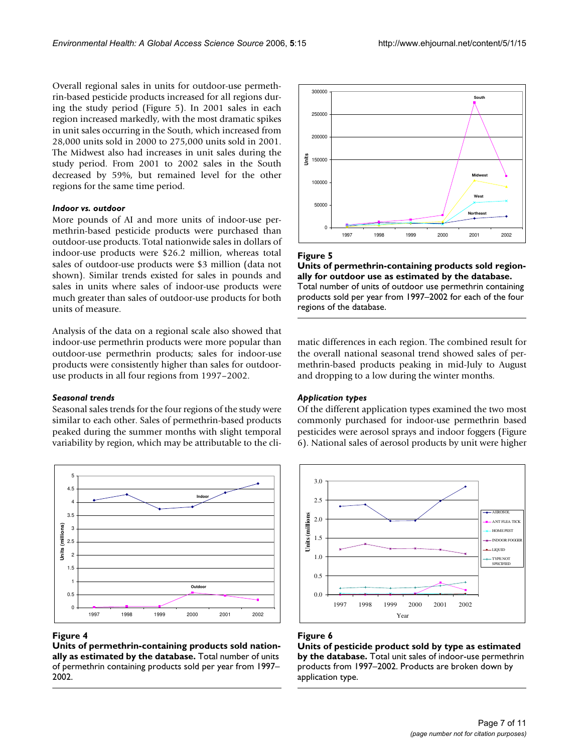Overall regional sales in units for outdoor-use permethrin-based pesticide products increased for all regions during the study period (Figure 5). In 2001 sales in each region increased markedly, with the most dramatic spikes in unit sales occurring in the South, which increased from 28,000 units sold in 2000 to 275,000 units sold in 2001. The Midwest also had increases in unit sales during the study period. From 2001 to 2002 sales in the South decreased by 59%, but remained level for the other regions for the same time period.

### *Indoor vs. outdoor*

More pounds of AI and more units of indoor-use permethrin-based pesticide products were purchased than outdoor-use products. Total nationwide sales in dollars of indoor-use products were $26.2 million, whereas total sales of outdoor-use products were $3 million (data not shown). Similar trends existed for sales in pounds and sales in units where sales of indoor-use products were much greater than sales of outdoor-use products for both units of measure.

Analysis of the data on a regional scale also showed that indoor-use permethrin products were more popular than outdoor-use permethrin products; sales for indoor-use products were consistently higher than sales for outdoor-use products in all four regions from 1997–2002.

### *Seasonal trends*

Seasonal sales trends for the four regions of the study were similar to each other. Sales of permethrin-based products peaked during the summer months with slight temporal variability by region, which may be attributable to the climatic differences in each region. The combined result for the overall national seasonal trend showed sales of permethrin-based products peaking in mid-July to August and dropping to a low during the winter months.

### *Application types*

Of the different application types examined the two most commonly purchased for indoor-use permethrin based pesticides were aerosol sprays and indoor foggers (Figure 6). National sales of aerosol products by unit were higher

**Figure 5**
**Units of permethrin-containing products sold regionally for outdoor use as estimated by the database.** Total number of units of outdoor use permethrin containing products sold per year from 1997–2002 for each of the four regions of the database.

**Figure 4**
**Units of permethrin-containing products sold nationally as estimated by the database.** Total number of units of permethrin containing products sold per year from 1997–2002.

**Figure 6**
**Units of pesticide product sold by type as estimated by the database.** Total unit sales of indoor-use permethrin products from 1997–2002. Products are broken down by application type.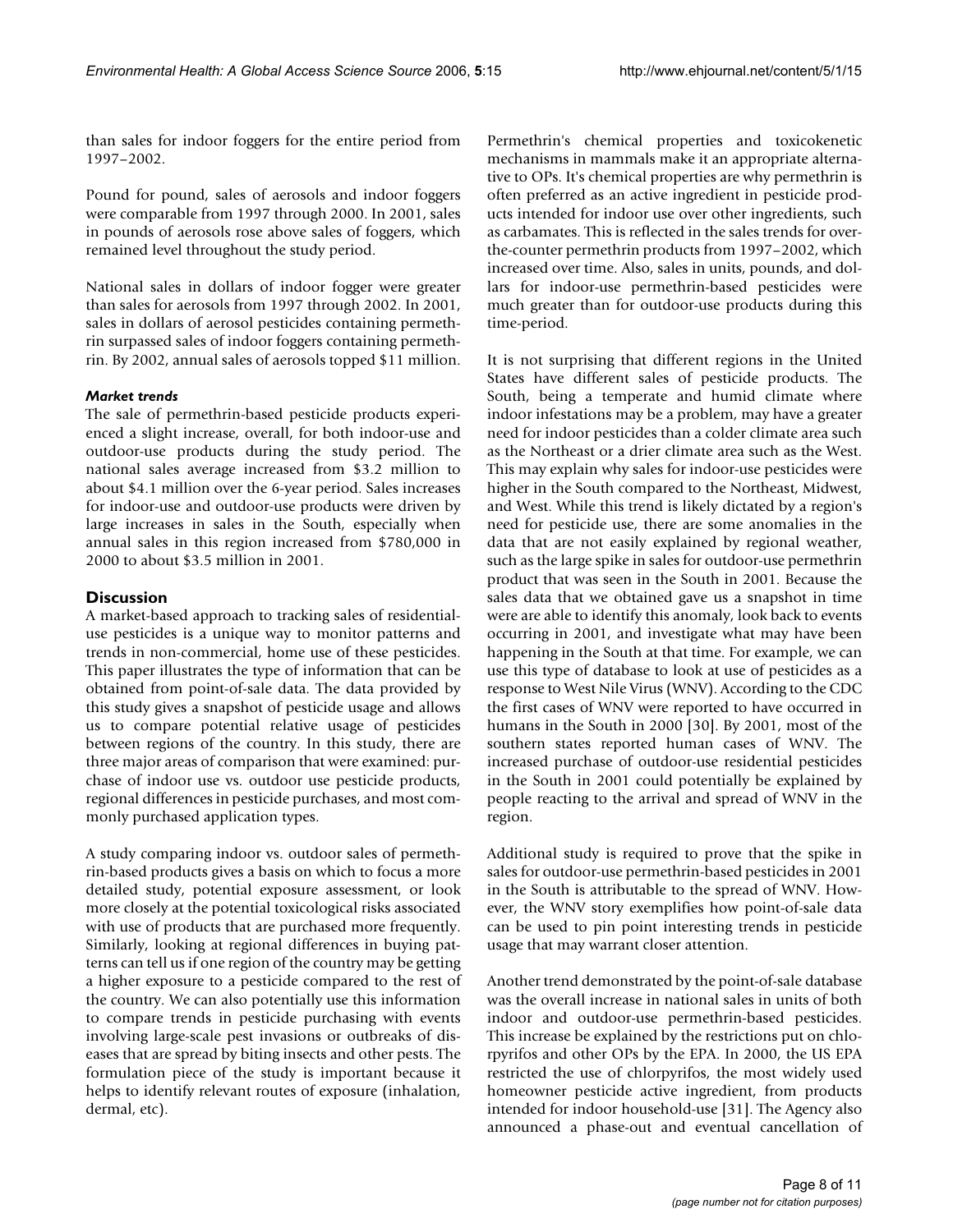than sales for indoor foggers for the entire period from 1997–2002.

Pound for pound, sales of aerosols and indoor foggers were comparable from 1997 through 2000. In 2001, sales in pounds of aerosols rose above sales of foggers, which remained level throughout the study period.

National sales in dollars of indoor fogger were greater than sales for aerosols from 1997 through 2002. In 2001, sales in dollars of aerosol pesticides containing permethrin surpassed sales of indoor foggers containing permethrin. By 2002, annual sales of aerosols topped $11 million.

### *Market trends*

The sale of permethrin-based pesticide products experienced a slight increase, overall, for both indoor-use and outdoor-use products during the study period. The national sales average increased from $3.2 million to about $4.1 million over the 6-year period. Sales increases for indoor-use and outdoor-use products were driven by large increases in sales in the South, especially when annual sales in this region increased from $780,000 in 2000 to about $3.5 million in 2001.

## Discussion

A market-based approach to tracking sales of residential-use pesticides is a unique way to monitor patterns and trends in non-commercial, home use of these pesticides. This paper illustrates the type of information that can be obtained from point-of-sale data. The data provided by this study gives a snapshot of pesticide usage and allows us to compare potential relative usage of pesticides between regions of the country. In this study, there are three major areas of comparison that were examined: purchase of indoor use vs. outdoor use pesticide products, regional differences in pesticide purchases, and most commonly purchased application types.

A study comparing indoor vs. outdoor sales of permethrin-based products gives a basis on which to focus a more detailed study, potential exposure assessment, or look more closely at the potential toxicological risks associated with use of products that are purchased more frequently. Similarly, looking at regional differences in buying patterns can tell us if one region of the country may be getting a higher exposure to a pesticide compared to the rest of the country. We can also potentially use this information to compare trends in pesticide purchasing with events involving large-scale pest invasions or outbreaks of diseases that are spread by biting insects and other pests. The formulation piece of the study is important because it helps to identify relevant routes of exposure (inhalation, dermal, etc).

Permethrin's chemical properties and toxicokenetic mechanisms in mammals make it an appropriate alternative to OPs. It's chemical properties are why permethrin is often preferred as an active ingredient in pesticide products intended for indoor use over other ingredients, such as carbamates. This is reflected in the sales trends for over-the-counter permethrin products from 1997–2002, which increased over time. Also, sales in units, pounds, and dollars for indoor-use permethrin-based pesticides were much greater than for outdoor-use products during this time-period.

It is not surprising that different regions in the United States have different sales of pesticide products. The South, being a temperate and humid climate where indoor infestations may be a problem, may have a greater need for indoor pesticides than a colder climate area such as the Northeast or a drier climate area such as the West. This may explain why sales for indoor-use pesticides were higher in the South compared to the Northeast, Midwest, and West. While this trend is likely dictated by a region's need for pesticide use, there are some anomalies in the data that are not easily explained by regional weather, such as the large spike in sales for outdoor-use permethrin product that was seen in the South in 2001. Because the sales data that we obtained gave us a snapshot in time were are able to identify this anomaly, look back to events occurring in 2001, and investigate what may have been happening in the South at that time. For example, we can use this type of database to look at use of pesticides as a response to West Nile Virus (WNV). According to the CDC the first cases of WNV were reported to have occurred in humans in the South in 2000 [30]. By 2001, most of the southern states reported human cases of WNV. The increased purchase of outdoor-use residential pesticides in the South in 2001 could potentially be explained by people reacting to the arrival and spread of WNV in the region.

Additional study is required to prove that the spike in sales for outdoor-use permethrin-based pesticides in 2001 in the South is attributable to the spread of WNV. However, the WNV story exemplifies how point-of-sale data can be used to pin point interesting trends in pesticide usage that may warrant closer attention.

Another trend demonstrated by the point-of-sale database was the overall increase in national sales in units of both indoor and outdoor-use permethrin-based pesticides. This increase be explained by the restrictions put on chlorpyrifos and other OPs by the EPA. In 2000, the US EPA restricted the use of chlorpyrifos, the most widely used homeowner pesticide active ingredient, from products intended for indoor household-use [31]. The Agency also announced a phase-out and eventual cancellation of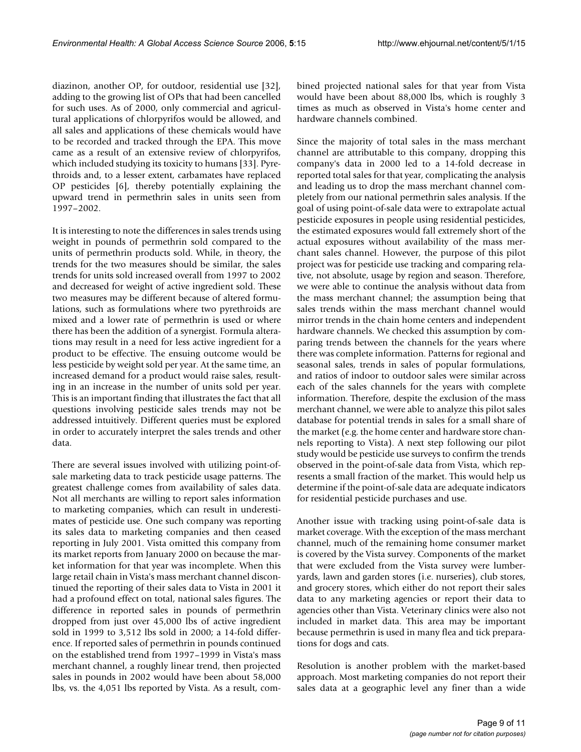diazinon, another OP, for outdoor, residential use [32], adding to the growing list of OPs that had been cancelled for such uses. As of 2000, only commercial and agricultural applications of chlorpyrifos would be allowed, and all sales and applications of these chemicals would have to be recorded and tracked through the EPA. This move came as a result of an extensive review of chlorpyrifos, which included studying its toxicity to humans [33]. Pyrethroids and, to a lesser extent, carbamates have replaced OP pesticides [6], thereby potentially explaining the upward trend in permethrin sales in units seen from 1997–2002.

It is interesting to note the differences in sales trends using weight in pounds of permethrin sold compared to the units of permethrin products sold. While, in theory, the trends for the two measures should be similar, the sales trends for units sold increased overall from 1997 to 2002 and decreased for weight of active ingredient sold. These two measures may be different because of altered formulations, such as formulations where two pyrethroids are mixed and a lower rate of permethrin is used or where there has been the addition of a synergist. Formula alterations may result in a need for less active ingredient for a product to be effective. The ensuing outcome would be less pesticide by weight sold per year. At the same time, an increased demand for a product would raise sales, resulting in an increase in the number of units sold per year. This is an important finding that illustrates the fact that all questions involving pesticide sales trends may not be addressed intuitively. Different queries must be explored in order to accurately interpret the sales trends and other data.

There are several issues involved with utilizing point-of-sale marketing data to track pesticide usage patterns. The greatest challenge comes from availability of sales data. Not all merchants are willing to report sales information to marketing companies, which can result in underestimates of pesticide use. One such company was reporting its sales data to marketing companies and then ceased reporting in July 2001. Vista omitted this company from its market reports from January 2000 on because the market information for that year was incomplete. When this large retail chain in Vista's mass merchant channel discontinued the reporting of their sales data to Vista in 2001 it had a profound effect on total, national sales figures. The difference in reported sales in pounds of permethrin dropped from just over 45,000 lbs of active ingredient sold in 1999 to 3,512 lbs sold in 2000; a 14-fold difference. If reported sales of permethrin in pounds continued on the established trend from 1997–1999 in Vista's mass merchant channel, a roughly linear trend, then projected sales in pounds in 2002 would have been about 58,000 lbs, vs. the 4,051 lbs reported by Vista. As a result, combined projected national sales for that year from Vista would have been about 88,000 lbs, which is roughly 3 times as much as observed in Vista's home center and hardware channels combined.

Since the majority of total sales in the mass merchant channel are attributable to this company, dropping this company's data in 2000 led to a 14-fold decrease in reported total sales for that year, complicating the analysis and leading us to drop the mass merchant channel completely from our national permethrin sales analysis. If the goal of using point-of-sale data were to extrapolate actual pesticide exposures in people using residential pesticides, the estimated exposures would fall extremely short of the actual exposures without availability of the mass merchant sales channel. However, the purpose of this pilot project was for pesticide use tracking and comparing relative, not absolute, usage by region and season. Therefore, we were able to continue the analysis without data from the mass merchant channel; the assumption being that sales trends within the mass merchant channel would mirror trends in the chain home centers and independent hardware channels. We checked this assumption by comparing trends between the channels for the years where there was complete information. Patterns for regional and seasonal sales, trends in sales of popular formulations, and ratios of indoor to outdoor sales were similar across each of the sales channels for the years with complete information. Therefore, despite the exclusion of the mass merchant channel, we were able to analyze this pilot sales database for potential trends in sales for a small share of the market (e.g. the home center and hardware store channels reporting to Vista). A next step following our pilot study would be pesticide use surveys to confirm the trends observed in the point-of-sale data from Vista, which represents a small fraction of the market. This would help us determine if the point-of-sale data are adequate indicators for residential pesticide purchases and use.

Another issue with tracking using point-of-sale data is market coverage. With the exception of the mass merchant channel, much of the remaining home consumer market is covered by the Vista survey. Components of the market that were excluded from the Vista survey were lumberyards, lawn and garden stores (i.e. nurseries), club stores, and grocery stores, which either do not report their sales data to any marketing agencies or report their data to agencies other than Vista. Veterinary clinics were also not included in market data. This area may be important because permethrin is used in many flea and tick preparations for dogs and cats.

Resolution is another problem with the market-based approach. Most marketing companies do not report their sales data at a geographic level any finer than a wide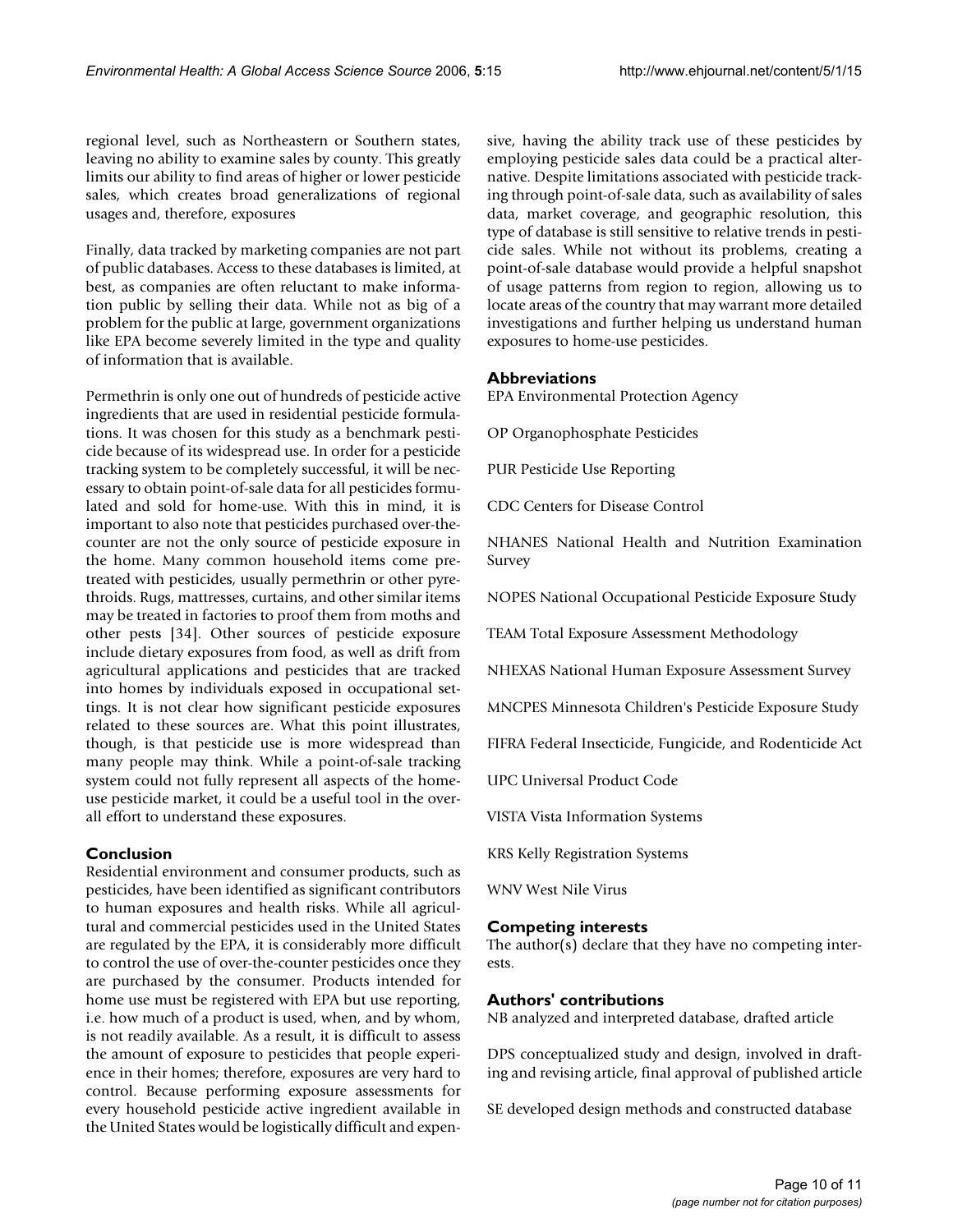regional level, such as Northeastern or Southern states, leaving no ability to examine sales by county. This greatly limits our ability to find areas of higher or lower pesticide sales, which creates broad generalizations of regional usages and, therefore, exposures

Finally, data tracked by marketing companies are not part of public databases. Access to these databases is limited, at best, as companies are often reluctant to make information public by selling their data. While not as big of a problem for the public at large, government organizations like EPA become severely limited in the type and quality of information that is available.

Permethrin is only one out of hundreds of pesticide active ingredients that are used in residential pesticide formulations. It was chosen for this study as a benchmark pesticide because of its widespread use. In order for a pesticide tracking system to be completely successful, it will be necessary to obtain point-of-sale data for all pesticides formulated and sold for home-use. With this in mind, it is important to also note that pesticides purchased over-the-counter are not the only source of pesticide exposure in the home. Many common household items come pre-treated with pesticides, usually permethrin or other pyrethroids. Rugs, mattresses, curtains, and other similar items may be treated in factories to proof them from moths and other pests [34]. Other sources of pesticide exposure include dietary exposures from food, as well as drift from agricultural applications and pesticides that are tracked into homes by individuals exposed in occupational settings. It is not clear how significant pesticide exposures related to these sources are. What this point illustrates, though, is that pesticide use is more widespread than many people may think. While a point-of-sale tracking system could not fully represent all aspects of the home-use pesticide market, it could be a useful tool in the overall effort to understand these exposures.

## Conclusion

Residential environment and consumer products, such as pesticides, have been identified as significant contributors to human exposures and health risks. While all agricultural and commercial pesticides used in the United States are regulated by the EPA, it is considerably more difficult to control the use of over-the-counter pesticides once they are purchased by the consumer. Products intended for home use must be registered with EPA but use reporting, i.e. how much of a product is used, when, and by whom, is not readily available. As a result, it is difficult to assess the amount of exposure to pesticides that people experience in their homes; therefore, exposures are very hard to control. Because performing exposure assessments for every household pesticide active ingredient available in the United States would be logistically difficult and expensive, having the ability track use of these pesticides by employing pesticide sales data could be a practical alternative. Despite limitations associated with pesticide tracking through point-of-sale data, such as availability of sales data, market coverage, and geographic resolution, this type of database is still sensitive to relative trends in pesticide sales. While not without its problems, creating a point-of-sale database would provide a helpful snapshot of usage patterns from region to region, allowing us to locate areas of the country that may warrant more detailed investigations and further helping us understand human exposures to home-use pesticides.

## Abbreviations

EPA Environmental Protection Agency

OP Organophosphate Pesticides

PUR Pesticide Use Reporting

CDC Centers for Disease Control

NHANES National Health and Nutrition Examination Survey

NOPES National Occupational Pesticide Exposure Study

TEAM Total Exposure Assessment Methodology

NHEXAS National Human Exposure Assessment Survey

MNCPES Minnesota Children's Pesticide Exposure Study

FIFRA Federal Insecticide, Fungicide, and Rodenticide Act

UPC Universal Product Code

VISTA Vista Information Systems

KRS Kelly Registration Systems

WNV West Nile Virus

## Competing interests

The author(s) declare that they have no competing interests.

## Authors' contributions

NB analyzed and interpreted database, drafted article

DPS conceptualized study and design, involved in drafting and revising article, final approval of published article

SE developed design methods and constructed database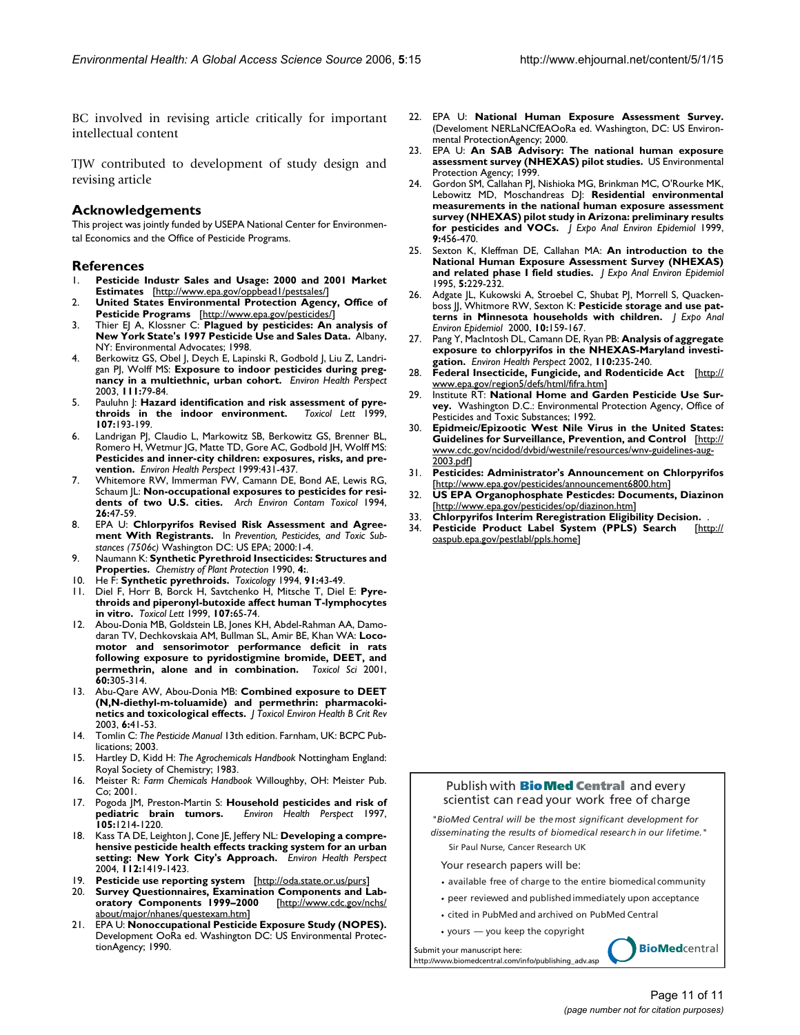BC involved in revising article critically for important intellectual content

TJW contributed to development of study design and revising article

## Acknowledgements

This project was jointly funded by USEPA National Center for Environmental Economics and the Office of Pesticide Programs.

## References

1. **Pesticide Industr Sales and Usage: 2000 and 2001 Market Estimates** [http://www.epa.gov/oppbead1/pestsales/]
2. **United States Environmental Protection Agency, Office of Pesticide Programs** [http://www.epa.gov/pesticides/]
3. Thier EJ A, Klossner C: **Plagued by pesticides: An analysis of New York State's 1997 Pesticide Use and Sales Data.** Albany, NY: Environmental Advocates; 1998.
4. Berkowitz GS, Obel J, Deych E, Lapinski R, Godbold J, Liu Z, Landrigan PJ, Wolff MS: **Exposure to indoor pesticides during pregnancy in a multiethnic, urban cohort.** *Environ Health Perspect* 2003, **111:**79-84.
5. Pauluhn J: **Hazard identification and risk assessment of pyrethroids in the indoor environment.** *Toxicol Lett* 1999, **107:**193-199.
6. Landrigan PJ, Claudio L, Markowitz SB, Berkowitz GS, Brenner BL, Romero H, Wetmur JG, Matte TD, Gore AC, Godbold JH, Wolff MS: **Pesticides and inner-city children: exposures, risks, and prevention.** *Environ Health Perspect* 1999:431-437.
7. Whitemore RW, Immerman FW, Camann DE, Bond AE, Lewis RG, Schaum JL: **Non-occupational exposures to pesticides for residents of two U.S. cities.** *Arch Environ Contam Toxicol* 1994, **26:**47-59.
8. EPA U: **Chlorpyrifos Revised Risk Assessment and Agreement With Registrants.** In *Prevention, Pesticides, and Toxic Substances (7506c)* Washington DC: US EPA; 2000:1-4.
9. Naumann K: **Synthetic Pyrethroid Insecticides: Structures and Properties.** *Chemistry of Plant Protection* 1990, **4:**.
10. He F: **Synthetic pyrethroids.** *Toxicology* 1994, **91:**43-49.
11. Diel F, Horr B, Borck H, Savtchenko H, Mitsche T, Diel E: **Pyrethroids and piperonyl-butoxide affect human T-lymphocytes in vitro.** *Toxicol Lett* 1999, **107:**65-74.
12. Abou-Donia MB, Goldstein LB, Jones KH, Abdel-Rahman AA, Damodaran TV, Dechkovskaia AM, Bullman SL, Amir BE, Khan WA: **Locomotor and sensorimotor performance deficit in rats following exposure to pyridostigmine bromide, DEET, and permethrin, alone and in combination.** *Toxicol Sci* 2001, **60:**305-314.
13. Abu-Qare AW, Abou-Donia MB: **Combined exposure to DEET (N,N-diethyl-m-toluamide) and permethrin: pharmacokinetics and toxicological effects.** *J Toxicol Environ Health B Crit Rev* 2003, **6:**41-53.
14. Tomlin C: *The Pesticide Manual* 13th edition. Farnham, UK: BCPC Publications; 2003.
15. Hartley D, Kidd H: *The Agrochemicals Handbook* Nottingham England: Royal Society of Chemistry; 1983.
16. Meister R: *Farm Chemicals Handbook* Willoughby, OH: Meister Pub. Co; 2001.
17. Pogoda JM, Preston-Martin S: **Household pesticides and risk of pediatric brain tumors.** *Environ Health Perspect* 1997, **105:**1214-1220.
18. Kass TA DE, Leighton J, Cone JE, Jeffery NL: **Developing a comprehensive pesticide health effects tracking system for an urban setting: New York City's Approach.** *Environ Health Perspect* 2004, **112:**1419-1423.
19. **Pesticide use reporting system** [http://oda.state.or.us/purs]
20. **Survey Questionnaires, Examination Components and Laboratory Components 1999–2000** [http://www.cdc.gov/nchs/about/major/nhanes/questexam.htm]
21. EPA U: **Nonoccupational Pesticide Exposure Study (NOPES).** Development OoRa ed. Washington DC: US Environmental ProtectionAgency; 1990.
22. EPA U: **National Human Exposure Assessment Survey.** (Develoment NERLaNCfEAOoRa ed. Washington, DC: US Environmental ProtectionAgency; 2000.
23. EPA U: **An SAB Advisory: The national human exposure assessment survey (NHEXAS) pilot studies.** US Environmental Protection Agency; 1999.
24. Gordon SM, Callahan PJ, Nishioka MG, Brinkman MC, O'Rourke MK, Lebowitz MD, Moschandreas DJ: **Residential environmental measurements in the national human exposure assessment survey (NHEXAS) pilot study in Arizona: preliminary results for pesticides and VOCs.** *J Expo Anal Environ Epidemiol* 1999, **9:**456-470.
25. Sexton K, Kleffman DE, Callahan MA: **An introduction to the National Human Exposure Assessment Survey (NHEXAS) and related phase I field studies.** *J Expo Anal Environ Epidemiol* 1995, **5:**229-232.
26. Adgate JL, Kukowski A, Stroebel C, Shubat PJ, Morrell S, Quackenboss JJ, Whitmore RW, Sexton K: **Pesticide storage and use patterns in Minnesota households with children.** *J Expo Anal Environ Epidemiol* 2000, **10:**159-167.
27. Pang Y, MacIntosh DL, Camann DE, Ryan PB: **Analysis of aggregate exposure to chlorpyrifos in the NHEXAS-Maryland investigation.** *Environ Health Perspect* 2002, **110:**235-240.
28. **Federal Insecticide, Fungicide, and Rodenticide Act** [http://www.epa.gov/region5/defs/html/fifra.htm]
29. Institute RT: **National Home and Garden Pesticide Use Survey.** Washington D.C.: Environmental Protection Agency, Office of Pesticides and Toxic Substances; 1992.
30. **Epidmeic/Epizootic West Nile Virus in the United States: Guidelines for Surveillance, Prevention, and Control** [http://www.cdc.gov/ncidod/dvbid/westnile/resources/wnv-guidelines-aug-2003.pdf]
31. **Pesticides: Administrator's Announcement on Chlorpyrifos** [http://www.epa.gov/pesticides/announcement6800.htm]
32. **US EPA Organophosphate Pesticdes: Documents, Diazinon** [http://www.epa.gov/pesticides/op/diazinon.htm]
33. **Chlorpyrifos Interim Reregistration Eligibility Decision.** .
34. **Pesticide Product Label System (PPLS) Search** [http://oaspub.epa.gov/pestlabl/ppls.home]

Publish with **BioMed Central** and every scientist can read your work free of charge

*"BioMed Central will be the most significant development for disseminating the results of biomedical research in our lifetime."*

Sir Paul Nurse, Cancer Research UK

Your research papers will be:

- available free of charge to the entire biomedical community
- peer reviewed and published immediately upon acceptance
- cited in PubMed and archived on PubMed Central
- yours — you keep the copyright

Submit your manuscript here:
http://www.biomedcentral.com/info/publishing_adv.asp

BioMedcentral